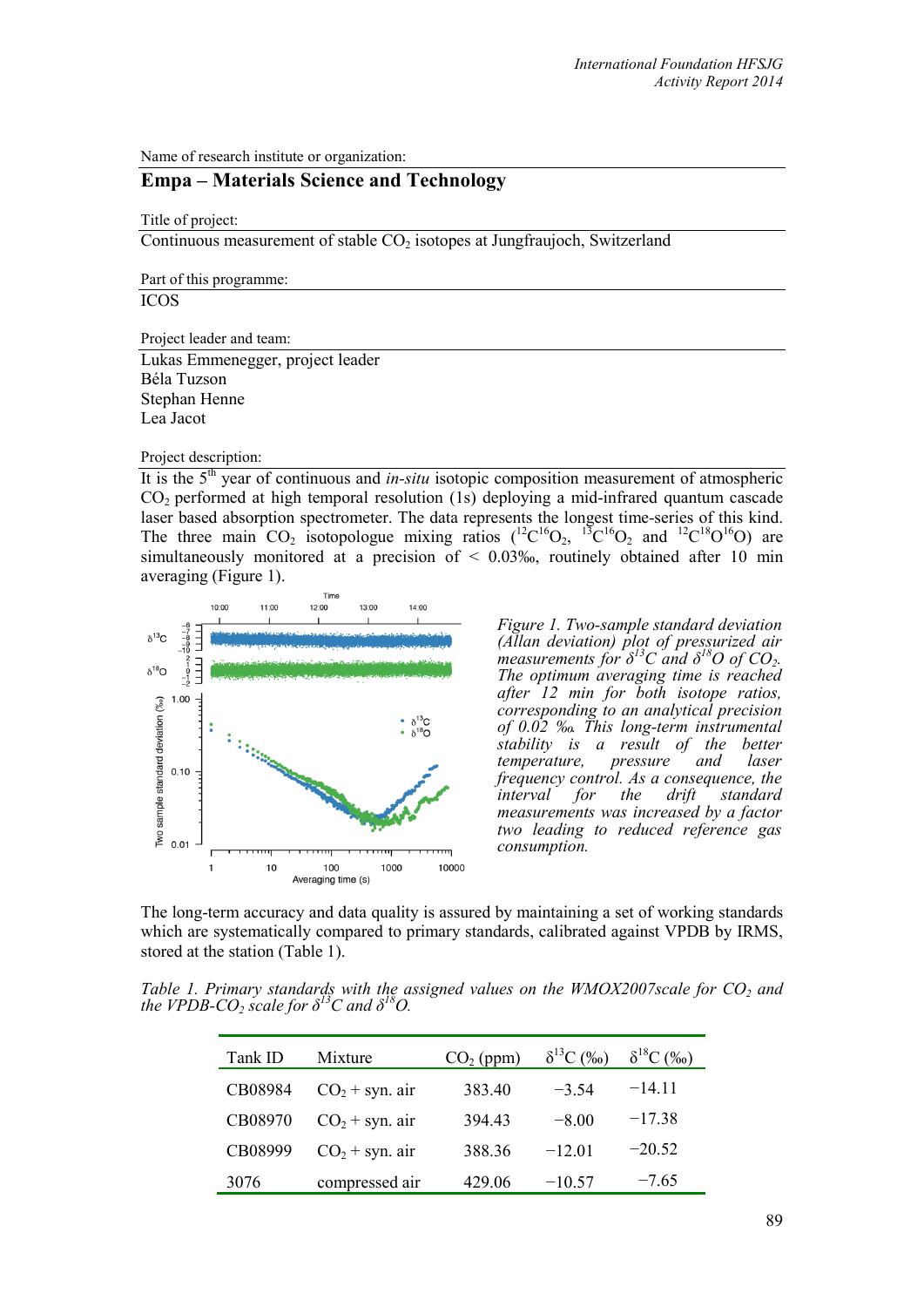Name of research institute or organization:

## Empa – Materials Science and Technology

Title of project:

Continuous measurement of stable $CO_2$ isotopes at Jungfraujoch, Switzerland

Part of this programme:

ICOS

Project leader and team:

Lukas Emmenegger, project leader
Béla Tuzson
Stephan Henne
Lea Jacot

Project description:

It is the 5th year of continuous and *in-situ* isotopic composition measurement of atmospheric $CO_2$ performed at high temporal resolution (1s) deploying a mid-infrared quantum cascade laser based absorption spectrometer. The data represents the longest time-series of this kind. The three main $CO_2$ isotopologue mixing ratios ($^{12}C^{16}O_2$, $^{13}C^{16}O_2$ and $^{12}C^{18}O^{16}O$) are simultaneously monitored at a precision of < 0.03‰, routinely obtained after 10 min averaging (Figure 1).

*Figure 1. Two-sample standard deviation (Allan deviation) plot of pressurized air measurements for $\delta^{13}C$ and $\delta^{18}O$ of $CO_2$. The optimum averaging time is reached after 12 min for both isotope ratios, corresponding to an analytical precision of 0.02 ‰. This long-term instrumental stability is a result of the better temperature, pressure and laser frequency control. As a consequence, the interval for the drift standard measurements was increased by a factor two leading to reduced reference gas consumption.*

The long-term accuracy and data quality is assured by maintaining a set of working standards which are systematically compared to primary standards, calibrated against VPDB by IRMS, stored at the station (Table 1).

*Table 1. Primary standards with the assigned values on the WMOX2007scale for $CO_2$ and the VPDB-$CO_2$ scale for $\delta^{13}C$ and $\delta^{18}O$.*

| Tank ID | Mixture | $CO_2$ (ppm) | $\delta^{13}C$ (‰) | $\delta^{18}C$ (‰) |
|---|---|---|---|---|
| CB08984 | $CO_2$ + syn. air | 383.40 | −3.54 | −14.11 |
| CB08970 | $CO_2$ + syn. air | 394.43 | −8.00 | −17.38 |
| CB08999 | $CO_2$ + syn. air | 388.36 | −12.01 | −20.52 |
| 3076 | compressed air | 429.06 | −10.57 | −7.65 |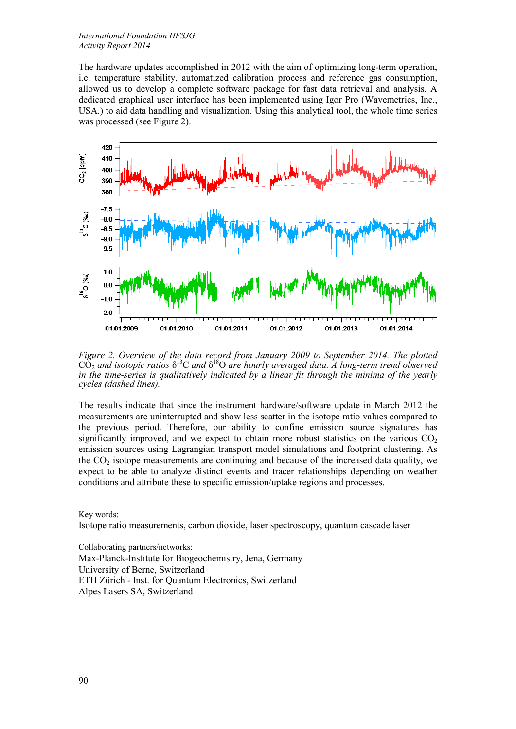The hardware updates accomplished in 2012 with the aim of optimizing long-term operation, i.e. temperature stability, automatized calibration process and reference gas consumption, allowed us to develop a complete software package for fast data retrieval and analysis. A dedicated graphical user interface has been implemented using Igor Pro (Wavemetrics, Inc., USA.) to aid data handling and visualization. Using this analytical tool, the whole time series was processed (see Figure 2).

*Figure 2. Overview of the data record from January 2009 to September 2014. The plotted $CO_2$ and isotopic ratios $\delta^{13}C$ and $\delta^{18}O$ are hourly averaged data. A long-term trend observed in the time-series is qualitatively indicated by a linear fit through the minima of the yearly cycles (dashed lines).*

The results indicate that since the instrument hardware/software update in March 2012 the measurements are uninterrupted and show less scatter in the isotope ratio values compared to the previous period. Therefore, our ability to confine emission source signatures has significantly improved, and we expect to obtain more robust statistics on the various $CO_2$ emission sources using Lagrangian transport model simulations and footprint clustering. As the $CO_2$ isotope measurements are continuing and because of the increased data quality, we expect to be able to analyze distinct events and tracer relationships depending on weather conditions and attribute these to specific emission/uptake regions and processes.

Key words:

Isotope ratio measurements, carbon dioxide, laser spectroscopy, quantum cascade laser

Collaborating partners/networks:

Max-Planck-Institute for Biogeochemistry, Jena, Germany
University of Berne, Switzerland
ETH Zürich - Inst. for Quantum Electronics, Switzerland
Alpes Lasers SA, Switzerland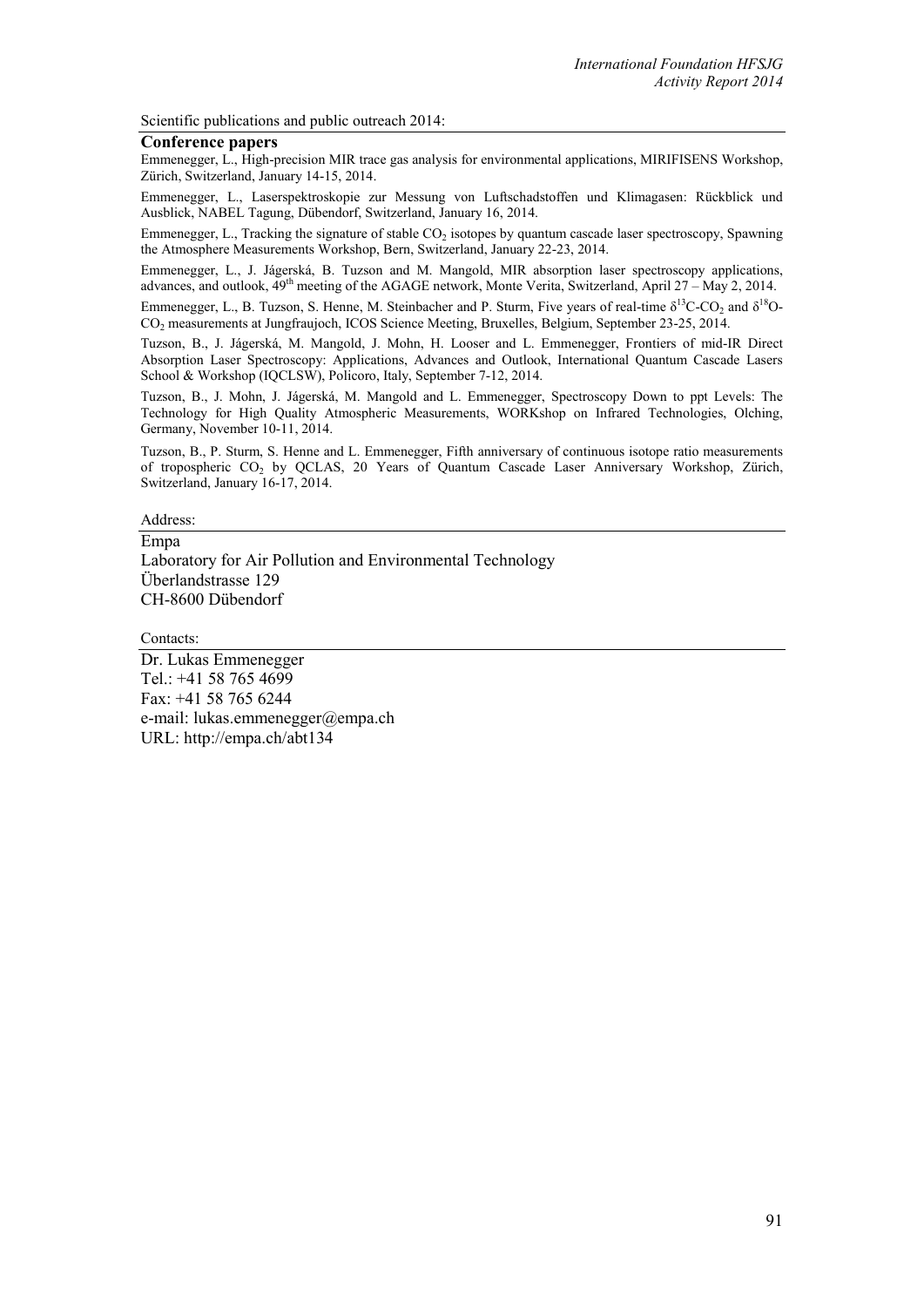Scientific publications and public outreach 2014:

## Conference papers

Emmenegger, L., High-precision MIR trace gas analysis for environmental applications, MIRIFISENS Workshop, Zürich, Switzerland, January 14-15, 2014.

Emmenegger, L., Laserspektroskopie zur Messung von Luftschadstoffen und Klimagasen: Rückblick und Ausblick, NABEL Tagung, Dübendorf, Switzerland, January 16, 2014.

Emmenegger, L., Tracking the signature of stable $CO_2$ isotopes by quantum cascade laser spectroscopy, Spawning the Atmosphere Measurements Workshop, Bern, Switzerland, January 22-23, 2014.

Emmenegger, L., J. Jágerská, B. Tuzson and M. Mangold, MIR absorption laser spectroscopy applications, advances, and outlook, 49th meeting of the AGAGE network, Monte Verita, Switzerland, April 27 – May 2, 2014.

Emmenegger, L., B. Tuzson, S. Henne, M. Steinbacher and P. Sturm, Five years of real-time $\delta^{13}$C-$CO_2$ and $\delta^{18}$O-$CO_2$ measurements at Jungfraujoch, ICOS Science Meeting, Bruxelles, Belgium, September 23-25, 2014.

Tuzson, B., J. Jágerská, M. Mangold, J. Mohn, H. Looser and L. Emmenegger, Frontiers of mid-IR Direct Absorption Laser Spectroscopy: Applications, Advances and Outlook, International Quantum Cascade Lasers School & Workshop (IQCLSW), Policoro, Italy, September 7-12, 2014.

Tuzson, B., J. Mohn, J. Jágerská, M. Mangold and L. Emmenegger, Spectroscopy Down to ppt Levels: The Technology for High Quality Atmospheric Measurements, WORKshop on Infrared Technologies, Olching, Germany, November 10-11, 2014.

Tuzson, B., P. Sturm, S. Henne and L. Emmenegger, Fifth anniversary of continuous isotope ratio measurements of tropospheric $CO_2$ by QCLAS, 20 Years of Quantum Cascade Laser Anniversary Workshop, Zürich, Switzerland, January 16-17, 2014.

Address:

Empa
Laboratory for Air Pollution and Environmental Technology
Überlandstrasse 129
CH-8600 Dübendorf

Contacts:

Dr. Lukas Emmenegger
Tel.: +41 58 765 4699
Fax: +41 58 765 6244
e-mail: lukas.emmenegger@empa.ch
URL: http://empa.ch/abt134